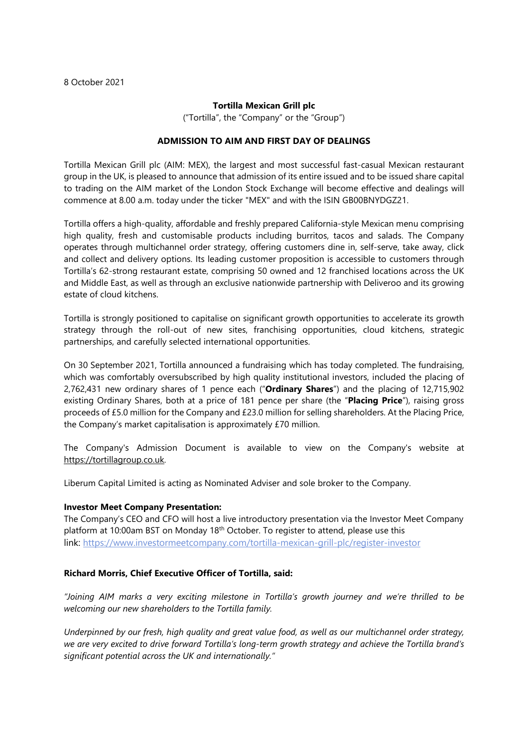8 October 2021

**Tortilla Mexican Grill plc**

("Tortilla", the "Company" or the "Group")

**ADMISSION TO AIM AND FIRST DAY OF DEALINGS**

Tortilla Mexican Grill plc (AIM: MEX), the largest and most successful fast-casual Mexican restaurant group in the UK, is pleased to announce that admission of its entire issued and to be issued share capital to trading on the AIM market of the London Stock Exchange will become effective and dealings will commence at 8.00 a.m. today under the ticker "MEX" and with the ISIN GB00BNYDGZ21.

Tortilla offers a high-quality, affordable and freshly prepared California-style Mexican menu comprising high quality, fresh and customisable products including burritos, tacos and salads. The Company operates through multichannel order strategy, offering customers dine in, self-serve, take away, click and collect and delivery options. Its leading customer proposition is accessible to customers through Tortilla's 62-strong restaurant estate, comprising 50 owned and 12 franchised locations across the UK and Middle East, as well as through an exclusive nationwide partnership with Deliveroo and its growing estate of cloud kitchens.

Tortilla is strongly positioned to capitalise on significant growth opportunities to accelerate its growth strategy through the roll-out of new sites, franchising opportunities, cloud kitchens, strategic partnerships, and carefully selected international opportunities.

On 30 September 2021, Tortilla announced a fundraising which has today completed. The fundraising, which was comfortably oversubscribed by high quality institutional investors, included the placing of 2,762,431 new ordinary shares of 1 pence each ("**Ordinary Shares**") and the placing of 12,715,902 existing Ordinary Shares, both at a price of 181 pence per share (the "**Placing Price**"), raising gross proceeds of £5.0 million for the Company and £23.0 million for selling shareholders. At the Placing Price, the Company's market capitalisation is approximately £70 million.

The Company's Admission Document is available to view on the Company's website at https://tortillagroup.co.uk.

Liberum Capital Limited is acting as Nominated Adviser and sole broker to the Company.

**Investor Meet Company Presentation:**

The Company's CEO and CFO will host a live introductory presentation via the Investor Meet Company platform at 10:00am BST on Monday 18th October. To register to attend, please use this link: https://www.investormeetcompany.com/tortilla-mexican-grill-plc/register-investor

**Richard Morris, Chief Executive Officer of Tortilla, said:**

*"Joining AIM marks a very exciting milestone in Tortilla's growth journey and we're thrilled to be welcoming our new shareholders to the Tortilla family.*

*Underpinned by our fresh, high quality and great value food, as well as our multichannel order strategy, we are very excited to drive forward Tortilla's long-term growth strategy and achieve the Tortilla brand's significant potential across the UK and internationally."*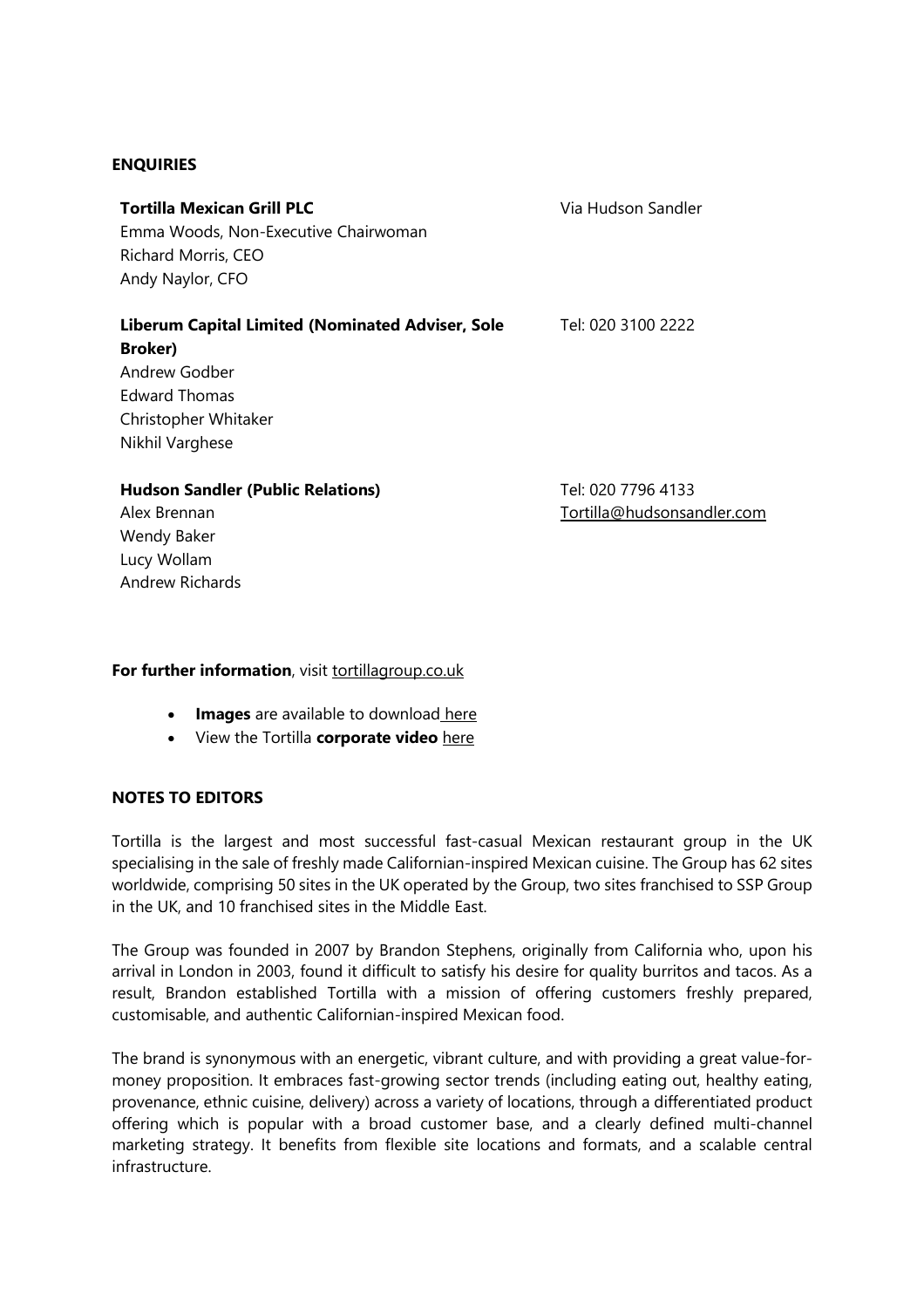**ENQUIRIES**

| | |
|---|---|
| **Tortilla Mexican Grill PLC**<br>Emma Woods, Non-Executive Chairwoman<br>Richard Morris, CEO<br>Andy Naylor, CFO | Via Hudson Sandler |
| **Liberum Capital Limited (Nominated Adviser, Sole Broker)**<br>Andrew Godber<br>Edward Thomas<br>Christopher Whitaker<br>Nikhil Varghese | Tel: 020 3100 2222 |
| **Hudson Sandler (Public Relations)**<br>Alex Brennan<br>Wendy Baker<br>Lucy Wollam<br>Andrew Richards | Tel: 020 7796 4133<br>Tortilla@hudsonsandler.com |

**For further information**, visit tortillagroup.co.uk

- **Images** are available to download here
- View the Tortilla **corporate video** here

**NOTES TO EDITORS**

Tortilla is the largest and most successful fast-casual Mexican restaurant group in the UK specialising in the sale of freshly made Californian-inspired Mexican cuisine. The Group has 62 sites worldwide, comprising 50 sites in the UK operated by the Group, two sites franchised to SSP Group in the UK, and 10 franchised sites in the Middle East.

The Group was founded in 2007 by Brandon Stephens, originally from California who, upon his arrival in London in 2003, found it difficult to satisfy his desire for quality burritos and tacos. As a result, Brandon established Tortilla with a mission of offering customers freshly prepared, customisable, and authentic Californian-inspired Mexican food.

The brand is synonymous with an energetic, vibrant culture, and with providing a great value-for-money proposition. It embraces fast-growing sector trends (including eating out, healthy eating, provenance, ethnic cuisine, delivery) across a variety of locations, through a differentiated product offering which is popular with a broad customer base, and a clearly defined multi-channel marketing strategy. It benefits from flexible site locations and formats, and a scalable central infrastructure.